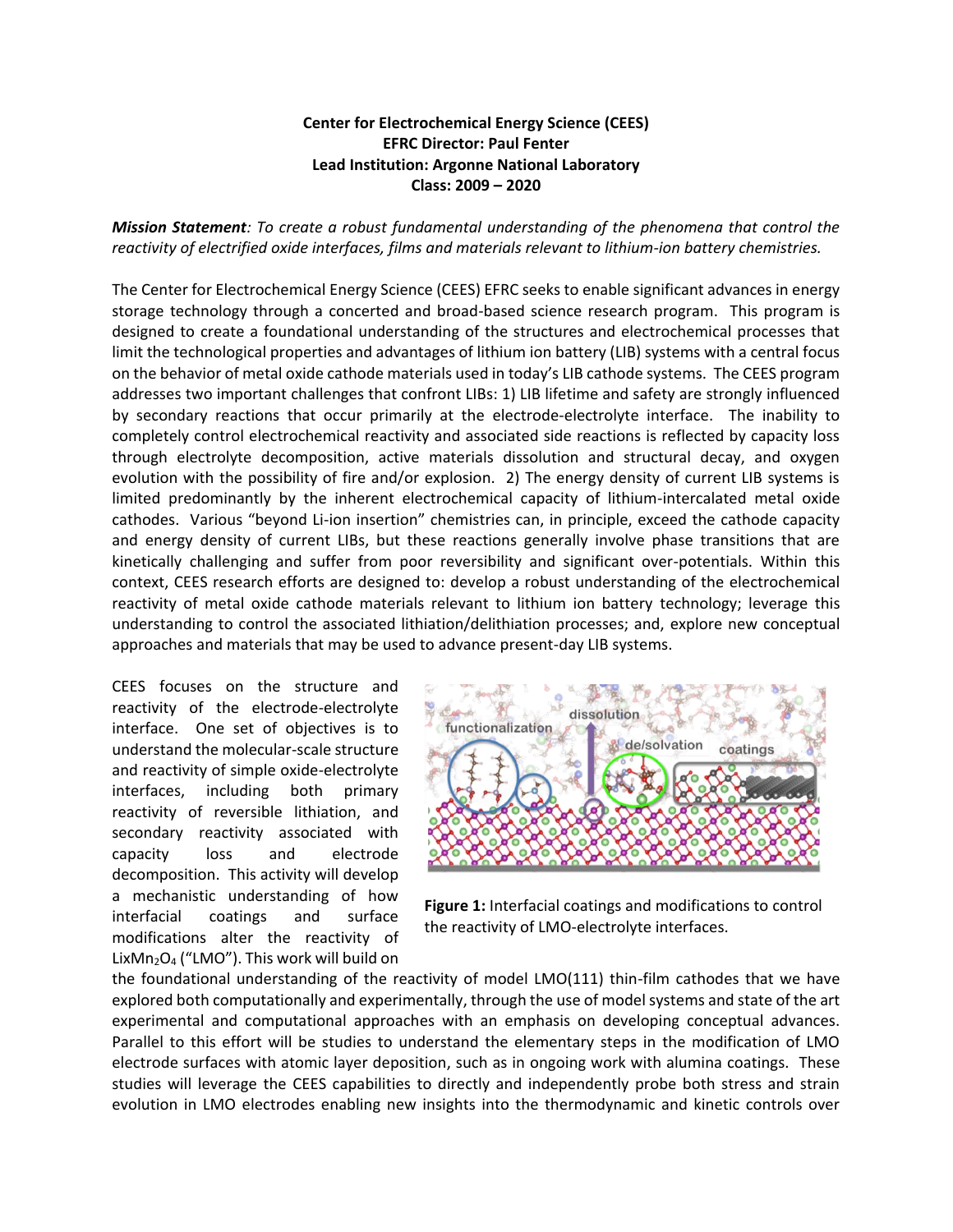**Center for Electrochemical Energy Science (CEES)**
**EFRC Director: Paul Fenter**
**Lead Institution: Argonne National Laboratory**
**Class: 2009 – 2020**

***Mission Statement****: To create a robust fundamental understanding of the phenomena that control the reactivity of electrified oxide interfaces, films and materials relevant to lithium-ion battery chemistries.*

The Center for Electrochemical Energy Science (CEES) EFRC seeks to enable significant advances in energy storage technology through a concerted and broad-based science research program. This program is designed to create a foundational understanding of the structures and electrochemical processes that limit the technological properties and advantages of lithium ion battery (LIB) systems with a central focus on the behavior of metal oxide cathode materials used in today's LIB cathode systems. The CEES program addresses two important challenges that confront LIBs: 1) LIB lifetime and safety are strongly influenced by secondary reactions that occur primarily at the electrode-electrolyte interface. The inability to completely control electrochemical reactivity and associated side reactions is reflected by capacity loss through electrolyte decomposition, active materials dissolution and structural decay, and oxygen evolution with the possibility of fire and/or explosion. 2) The energy density of current LIB systems is limited predominantly by the inherent electrochemical capacity of lithium-intercalated metal oxide cathodes. Various "beyond Li-ion insertion" chemistries can, in principle, exceed the cathode capacity and energy density of current LIBs, but these reactions generally involve phase transitions that are kinetically challenging and suffer from poor reversibility and significant over-potentials. Within this context, CEES research efforts are designed to: develop a robust understanding of the electrochemical reactivity of metal oxide cathode materials relevant to lithium ion battery technology; leverage this understanding to control the associated lithiation/delithiation processes; and, explore new conceptual approaches and materials that may be used to advance present-day LIB systems.

CEES focuses on the structure and reactivity of the electrode-electrolyte interface. One set of objectives is to understand the molecular-scale structure and reactivity of simple oxide-electrolyte interfaces, including both primary reactivity of reversible lithiation, and secondary reactivity associated with capacity loss and electrode decomposition. This activity will develop a mechanistic understanding of how interfacial coatings and surface modifications alter the reactivity of $Li_xMn_2O_4$ ("LMO"). This work will build on the foundational understanding of the reactivity of model LMO(111) thin-film cathodes that we have explored both computationally and experimentally, through the use of model systems and state of the art experimental and computational approaches with an emphasis on developing conceptual advances. Parallel to this effort will be studies to understand the elementary steps in the modification of LMO electrode surfaces with atomic layer deposition, such as in ongoing work with alumina coatings. These studies will leverage the CEES capabilities to directly and independently probe both stress and strain evolution in LMO electrodes enabling new insights into the thermodynamic and kinetic controls over

**Figure 1:** Interfacial coatings and modifications to control the reactivity of LMO-electrolyte interfaces.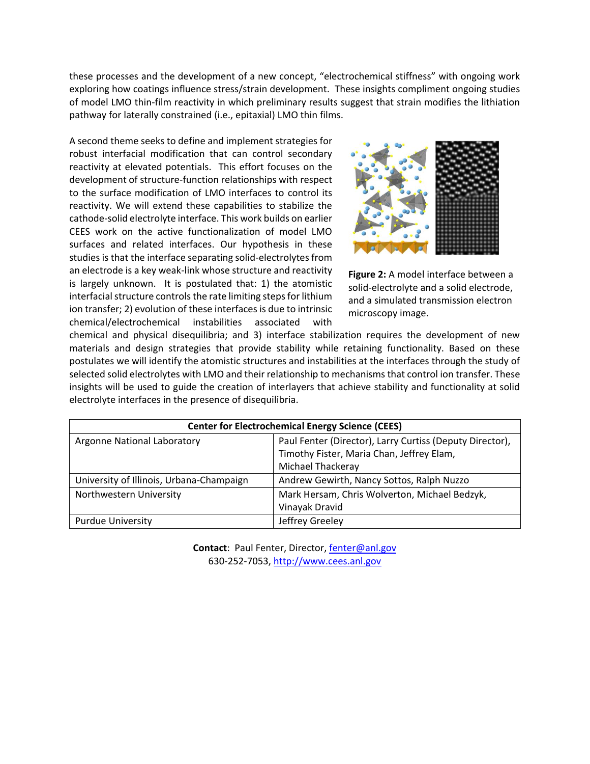these processes and the development of a new concept, "electrochemical stiffness" with ongoing work exploring how coatings influence stress/strain development. These insights compliment ongoing studies of model LMO thin-film reactivity in which preliminary results suggest that strain modifies the lithiation pathway for laterally constrained (i.e., epitaxial) LMO thin films.

A second theme seeks to define and implement strategies for robust interfacial modification that can control secondary reactivity at elevated potentials. This effort focuses on the development of structure-function relationships with respect to the surface modification of LMO interfaces to control its reactivity. We will extend these capabilities to stabilize the cathode-solid electrolyte interface. This work builds on earlier CEES work on the active functionalization of model LMO surfaces and related interfaces. Our hypothesis in these studies is that the interface separating solid-electrolytes from an electrode is a key weak-link whose structure and reactivity is largely unknown. It is postulated that: 1) the atomistic interfacial structure controls the rate limiting steps for lithium ion transfer; 2) evolution of these interfaces is due to intrinsic chemical/electrochemical instabilities associated with chemical and physical disequilibria; and 3) interface stabilization requires the development of new materials and design strategies that provide stability while retaining functionality. Based on these postulates we will identify the atomistic structures and instabilities at the interfaces through the study of selected solid electrolytes with LMO and their relationship to mechanisms that control ion transfer. These insights will be used to guide the creation of interlayers that achieve stability and functionality at solid electrolyte interfaces in the presence of disequilibria.

**Figure 2:** A model interface between a solid-electrolyte and a solid electrode, and a simulated transmission electron microscopy image.

| **Center for Electrochemical Energy Science (CEES)** | |
|---|---|
| Argonne National Laboratory | Paul Fenter (Director), Larry Curtiss (Deputy Director), Timothy Fister, Maria Chan, Jeffrey Elam, Michael Thackeray |
| University of Illinois, Urbana-Champaign | Andrew Gewirth, Nancy Sottos, Ralph Nuzzo |
| Northwestern University | Mark Hersam, Chris Wolverton, Michael Bedzyk, Vinayak Dravid |
| Purdue University | Jeffrey Greeley |

**Contact**: Paul Fenter, Director, fenter@anl.gov
630-252-7053, http://www.cees.anl.gov